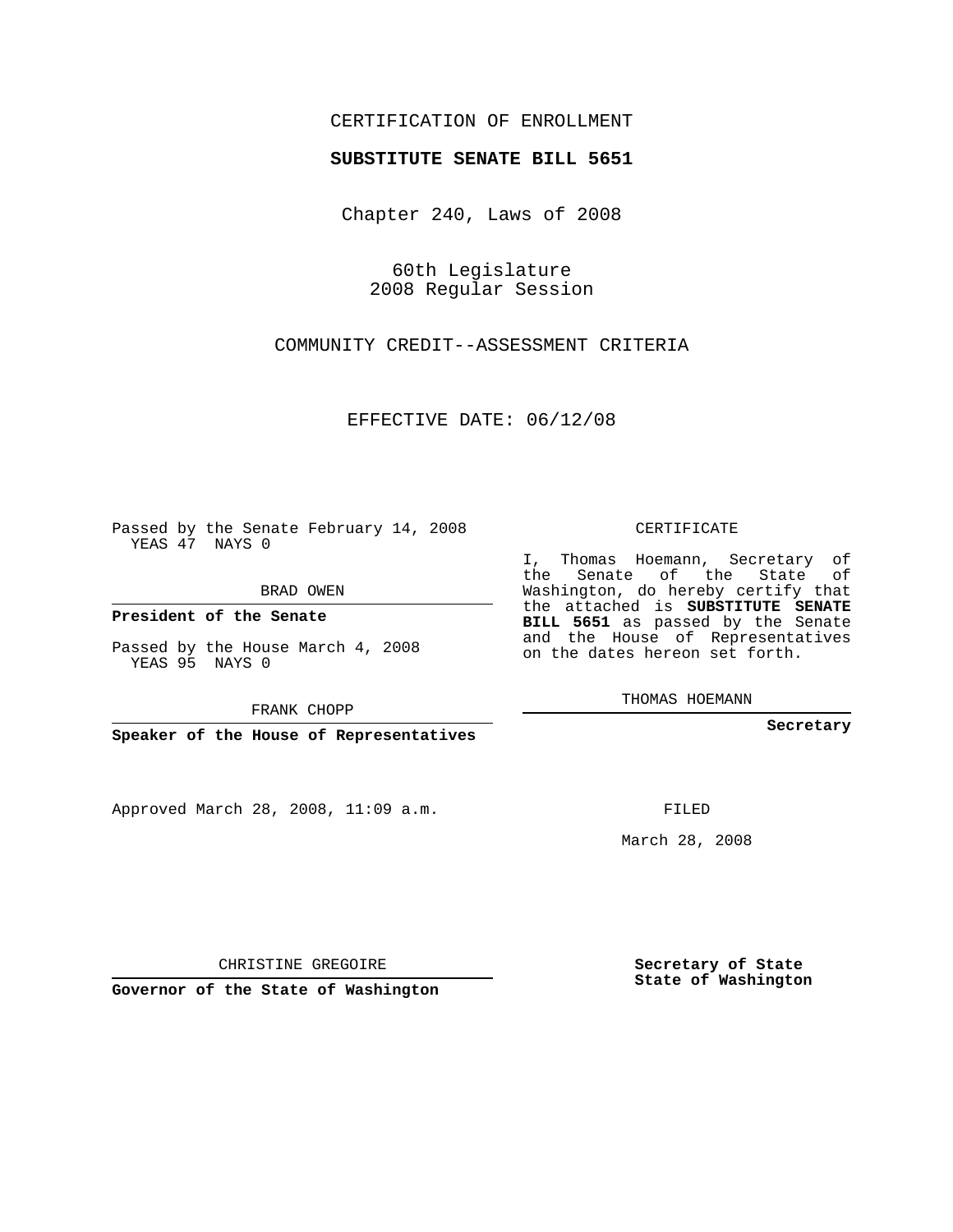CERTIFICATION OF ENROLLMENT

**SUBSTITUTE SENATE BILL 5651**

Chapter 240, Laws of 2008

60th Legislature
2008 Regular Session

COMMUNITY CREDIT--ASSESSMENT CRITERIA

EFFECTIVE DATE: 06/12/08

Passed by the Senate February 14, 2008
YEAS 47 NAYS 0

BRAD OWEN

**President of the Senate**

Passed by the House March 4, 2008
YEAS 95 NAYS 0

FRANK CHOPP

**Speaker of the House of Representatives**

Approved March 28, 2008, 11:09 a.m.

CHRISTINE GREGOIRE

**Governor of the State of Washington**

CERTIFICATE

I, Thomas Hoemann, Secretary of the Senate of the State of Washington, do hereby certify that the attached is **SUBSTITUTE SENATE BILL 5651** as passed by the Senate and the House of Representatives on the dates hereon set forth.

THOMAS HOEMANN

**Secretary**

FILED

March 28, 2008

**Secretary of State**
**State of Washington**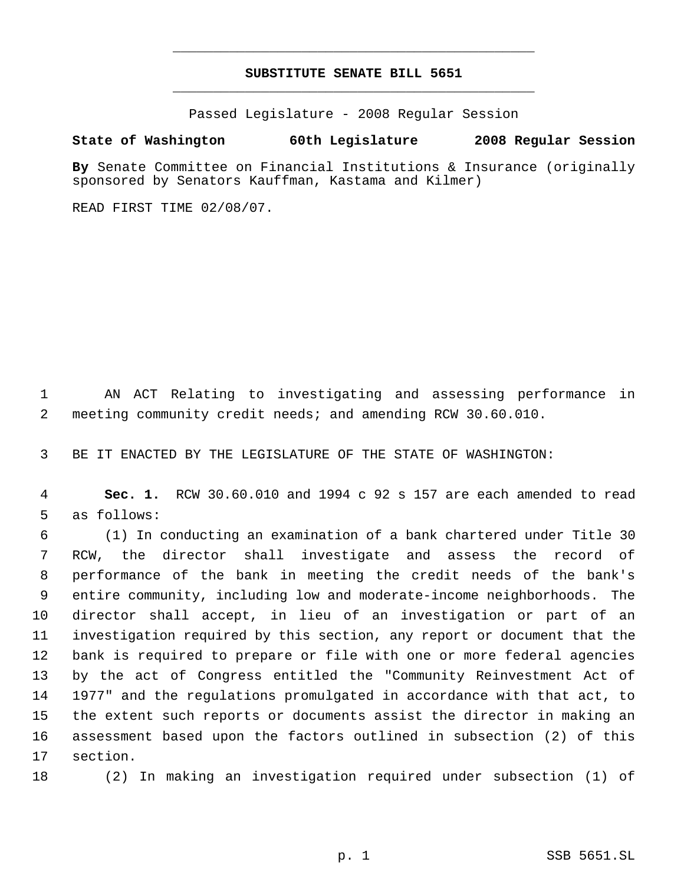# SUBSTITUTE SENATE BILL 5651

Passed Legislature - 2008 Regular Session

**State of Washington 60th Legislature 2008 Regular Session**

**By** Senate Committee on Financial Institutions & Insurance (originally sponsored by Senators Kauffman, Kastama and Kilmer)

READ FIRST TIME 02/08/07.

AN ACT Relating to investigating and assessing performance in meeting community credit needs; and amending RCW 30.60.010.

BE IT ENACTED BY THE LEGISLATURE OF THE STATE OF WASHINGTON:

**Sec. 1.** RCW 30.60.010 and 1994 c 92 s 157 are each amended to read as follows:

(1) In conducting an examination of a bank chartered under Title 30 RCW, the director shall investigate and assess the record of performance of the bank in meeting the credit needs of the bank's entire community, including low and moderate-income neighborhoods. The director shall accept, in lieu of an investigation or part of an investigation required by this section, any report or document that the bank is required to prepare or file with one or more federal agencies by the act of Congress entitled the "Community Reinvestment Act of 1977" and the regulations promulgated in accordance with that act, to the extent such reports or documents assist the director in making an assessment based upon the factors outlined in subsection (2) of this section.

(2) In making an investigation required under subsection (1) of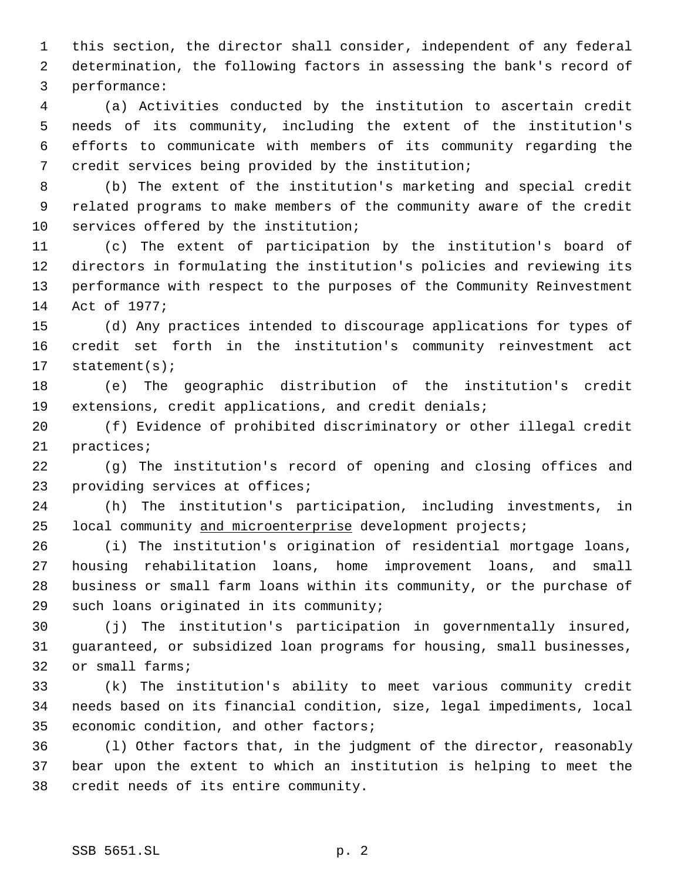this section, the director shall consider, independent of any federal determination, the following factors in assessing the bank's record of performance:

(a) Activities conducted by the institution to ascertain credit needs of its community, including the extent of the institution's efforts to communicate with members of its community regarding the credit services being provided by the institution;

(b) The extent of the institution's marketing and special credit related programs to make members of the community aware of the credit services offered by the institution;

(c) The extent of participation by the institution's board of directors in formulating the institution's policies and reviewing its performance with respect to the purposes of the Community Reinvestment Act of 1977;

(d) Any practices intended to discourage applications for types of credit set forth in the institution's community reinvestment act statement(s);

(e) The geographic distribution of the institution's credit extensions, credit applications, and credit denials;

(f) Evidence of prohibited discriminatory or other illegal credit practices;

(g) The institution's record of opening and closing offices and providing services at offices;

(h) The institution's participation, including investments, in local community <u>and microenterprise</u> development projects;

(i) The institution's origination of residential mortgage loans, housing rehabilitation loans, home improvement loans, and small business or small farm loans within its community, or the purchase of such loans originated in its community;

(j) The institution's participation in governmentally insured, guaranteed, or subsidized loan programs for housing, small businesses, or small farms;

(k) The institution's ability to meet various community credit needs based on its financial condition, size, legal impediments, local economic condition, and other factors;

(l) Other factors that, in the judgment of the director, reasonably bear upon the extent to which an institution is helping to meet the credit needs of its entire community.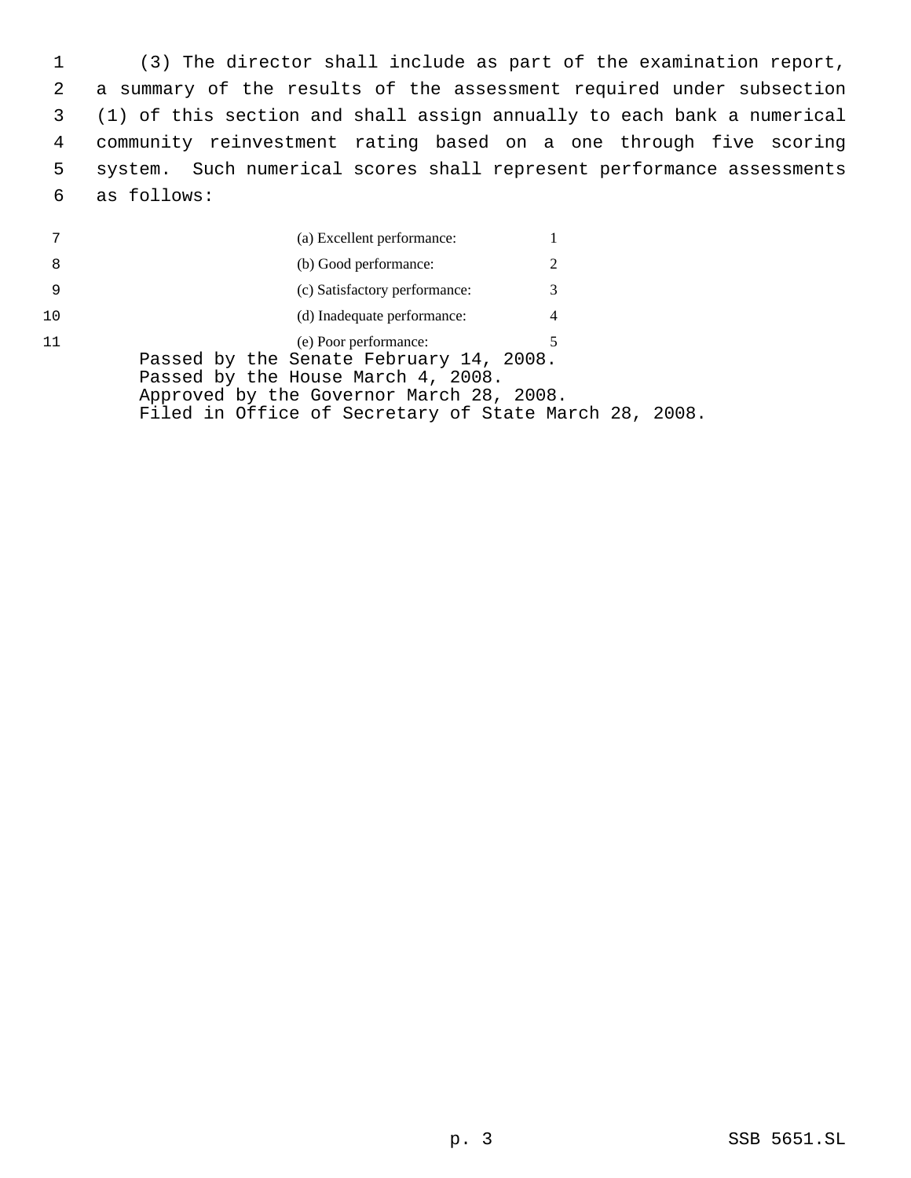(3) The director shall include as part of the examination report, a summary of the results of the assessment required under subsection (1) of this section and shall assign annually to each bank a numerical community reinvestment rating based on a one through five scoring system. Such numerical scores shall represent performance assessments as follows:

| | |
|---|---|
| (a) Excellent performance: | 1 |
| (b) Good performance: | 2 |
| (c) Satisfactory performance: | 3 |
| (d) Inadequate performance: | 4 |
| (e) Poor performance: | 5 |

Passed by the Senate February 14, 2008.
Passed by the House March 4, 2008.
Approved by the Governor March 28, 2008.
Filed in Office of Secretary of State March 28, 2008.